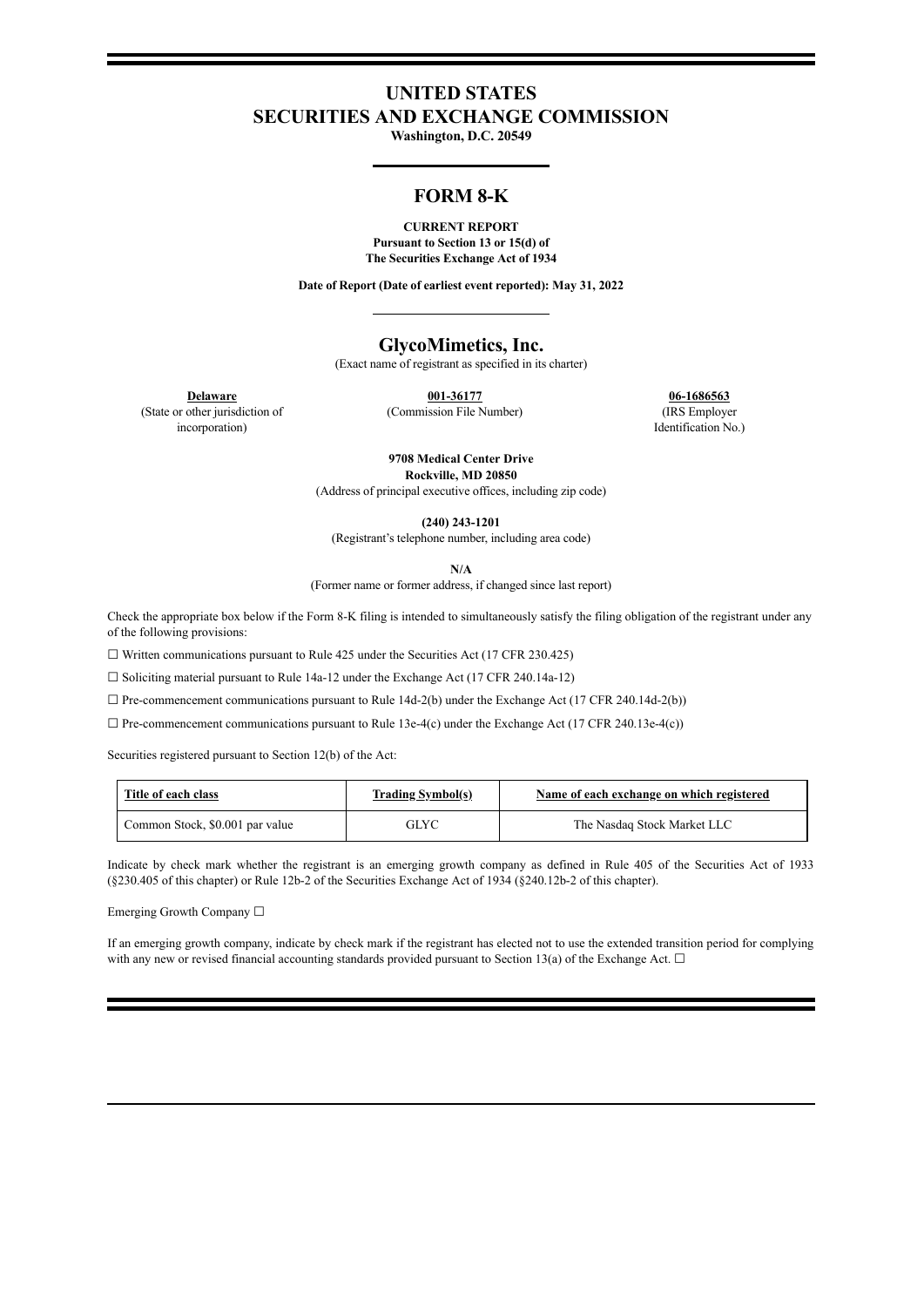# UNITED STATES
# SECURITIES AND EXCHANGE COMMISSION

**Washington, D.C. 20549**

## FORM 8-K

**CURRENT REPORT**
**Pursuant to Section 13 or 15(d) of**
**The Securities Exchange Act of 1934**

**Date of Report (Date of earliest event reported): May 31, 2022**

## GlycoMimetics, Inc.

(Exact name of registrant as specified in its charter)

| **Delaware** | **001-36177** | **06-1686563** |
|---|---|---|
| (State or other jurisdiction of incorporation) | (Commission File Number) | (IRS Employer Identification No.) |

**9708 Medical Center Drive**
**Rockville, MD 20850**
(Address of principal executive offices, including zip code)

**(240) 243-1201**
(Registrant's telephone number, including area code)

**N/A**
(Former name or former address, if changed since last report)

Check the appropriate box below if the Form 8-K filing is intended to simultaneously satisfy the filing obligation of the registrant under any of the following provisions:

☐ Written communications pursuant to Rule 425 under the Securities Act (17 CFR 230.425)

☐ Soliciting material pursuant to Rule 14a-12 under the Exchange Act (17 CFR 240.14a-12)

☐ Pre-commencement communications pursuant to Rule 14d-2(b) under the Exchange Act (17 CFR 240.14d-2(b))

☐ Pre-commencement communications pursuant to Rule 13e-4(c) under the Exchange Act (17 CFR 240.13e-4(c))

Securities registered pursuant to Section 12(b) of the Act:

| Title of each class | Trading Symbol(s) | Name of each exchange on which registered |
|---|---|---|
| Common Stock, $0.001 par value | GLYC | The Nasdaq Stock Market LLC |

Indicate by check mark whether the registrant is an emerging growth company as defined in Rule 405 of the Securities Act of 1933 (§230.405 of this chapter) or Rule 12b-2 of the Securities Exchange Act of 1934 (§240.12b-2 of this chapter).

Emerging Growth Company ☐

If an emerging growth company, indicate by check mark if the registrant has elected not to use the extended transition period for complying with any new or revised financial accounting standards provided pursuant to Section 13(a) of the Exchange Act. ☐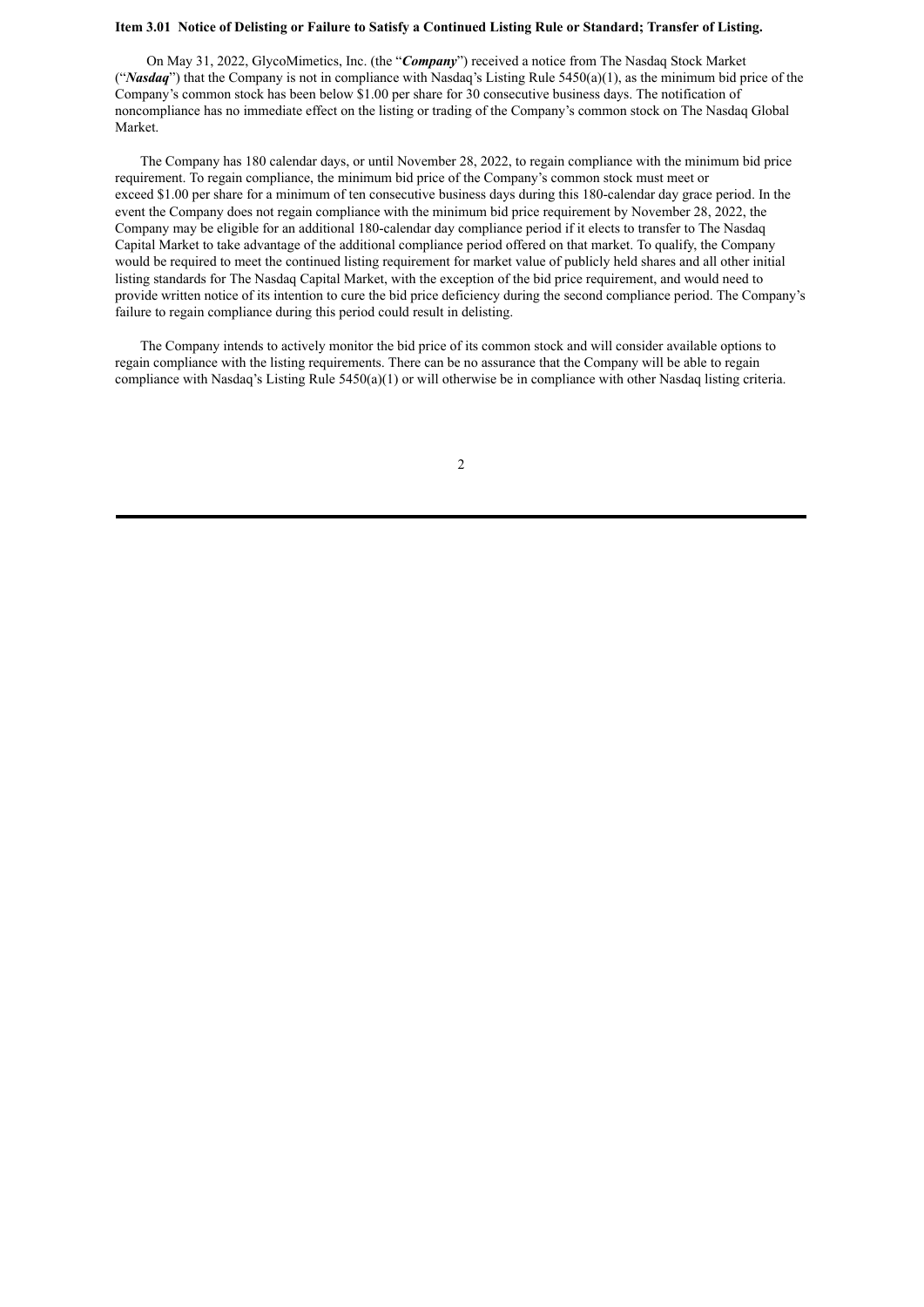**Item 3.01 Notice of Delisting or Failure to Satisfy a Continued Listing Rule or Standard; Transfer of Listing.**

On May 31, 2022, GlycoMimetics, Inc. (the "***Company***") received a notice from The Nasdaq Stock Market ("***Nasdaq***") that the Company is not in compliance with Nasdaq's Listing Rule 5450(a)(1), as the minimum bid price of the Company's common stock has been below $1.00 per share for 30 consecutive business days. The notification of noncompliance has no immediate effect on the listing or trading of the Company's common stock on The Nasdaq Global Market.

The Company has 180 calendar days, or until November 28, 2022, to regain compliance with the minimum bid price requirement. To regain compliance, the minimum bid price of the Company's common stock must meet or exceed $1.00 per share for a minimum of ten consecutive business days during this 180-calendar day grace period. In the event the Company does not regain compliance with the minimum bid price requirement by November 28, 2022, the Company may be eligible for an additional 180-calendar day compliance period if it elects to transfer to The Nasdaq Capital Market to take advantage of the additional compliance period offered on that market. To qualify, the Company would be required to meet the continued listing requirement for market value of publicly held shares and all other initial listing standards for The Nasdaq Capital Market, with the exception of the bid price requirement, and would need to provide written notice of its intention to cure the bid price deficiency during the second compliance period. The Company's failure to regain compliance during this period could result in delisting.

The Company intends to actively monitor the bid price of its common stock and will consider available options to regain compliance with the listing requirements. There can be no assurance that the Company will be able to regain compliance with Nasdaq's Listing Rule 5450(a)(1) or will otherwise be in compliance with other Nasdaq listing criteria.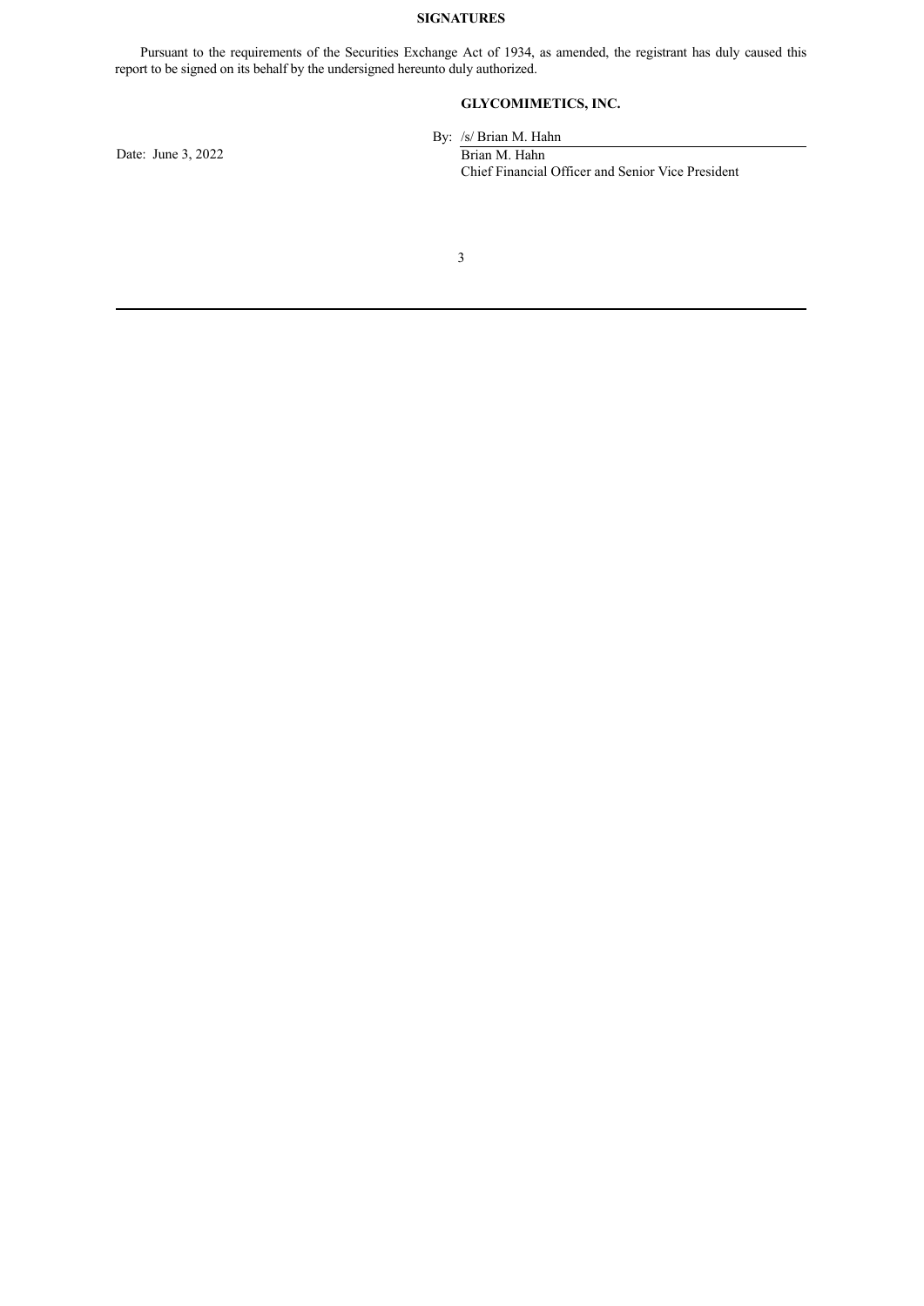**SIGNATURES**

Pursuant to the requirements of the Securities Exchange Act of 1934, as amended, the registrant has duly caused this report to be signed on its behalf by the undersigned hereunto duly authorized.

**GLYCOMIMETICS, INC.**

Date: June 3, 2022

By: /s/ Brian M. Hahn
Brian M. Hahn
Chief Financial Officer and Senior Vice President